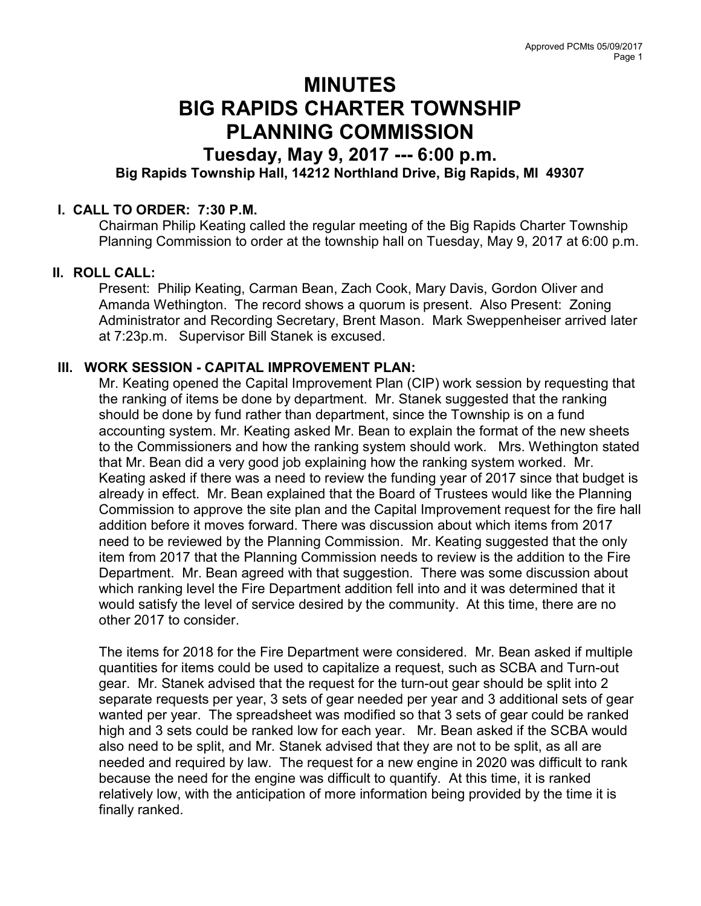# MINUTES
# BIG RAPIDS CHARTER TOWNSHIP
# PLANNING COMMISSION

## Tuesday, May 9, 2017 --- 6:00 p.m.

**Big Rapids Township Hall, 14212 Northland Drive, Big Rapids, MI 49307**

### I. CALL TO ORDER: 7:30 P.M.

Chairman Philip Keating called the regular meeting of the Big Rapids Charter Township Planning Commission to order at the township hall on Tuesday, May 9, 2017 at 6:00 p.m.

### II. ROLL CALL:

Present: Philip Keating, Carman Bean, Zach Cook, Mary Davis, Gordon Oliver and Amanda Wethington. The record shows a quorum is present. Also Present: Zoning Administrator and Recording Secretary, Brent Mason. Mark Sweppenheiser arrived later at 7:23p.m. Supervisor Bill Stanek is excused.

### III. WORK SESSION - CAPITAL IMPROVEMENT PLAN:

Mr. Keating opened the Capital Improvement Plan (CIP) work session by requesting that the ranking of items be done by department. Mr. Stanek suggested that the ranking should be done by fund rather than department, since the Township is on a fund accounting system. Mr. Keating asked Mr. Bean to explain the format of the new sheets to the Commissioners and how the ranking system should work. Mrs. Wethington stated that Mr. Bean did a very good job explaining how the ranking system worked. Mr. Keating asked if there was a need to review the funding year of 2017 since that budget is already in effect. Mr. Bean explained that the Board of Trustees would like the Planning Commission to approve the site plan and the Capital Improvement request for the fire hall addition before it moves forward. There was discussion about which items from 2017 need to be reviewed by the Planning Commission. Mr. Keating suggested that the only item from 2017 that the Planning Commission needs to review is the addition to the Fire Department. Mr. Bean agreed with that suggestion. There was some discussion about which ranking level the Fire Department addition fell into and it was determined that it would satisfy the level of service desired by the community. At this time, there are no other 2017 to consider.

The items for 2018 for the Fire Department were considered. Mr. Bean asked if multiple quantities for items could be used to capitalize a request, such as SCBA and Turn-out gear. Mr. Stanek advised that the request for the turn-out gear should be split into 2 separate requests per year, 3 sets of gear needed per year and 3 additional sets of gear wanted per year. The spreadsheet was modified so that 3 sets of gear could be ranked high and 3 sets could be ranked low for each year. Mr. Bean asked if the SCBA would also need to be split, and Mr. Stanek advised that they are not to be split, as all are needed and required by law. The request for a new engine in 2020 was difficult to rank because the need for the engine was difficult to quantify. At this time, it is ranked relatively low, with the anticipation of more information being provided by the time it is finally ranked.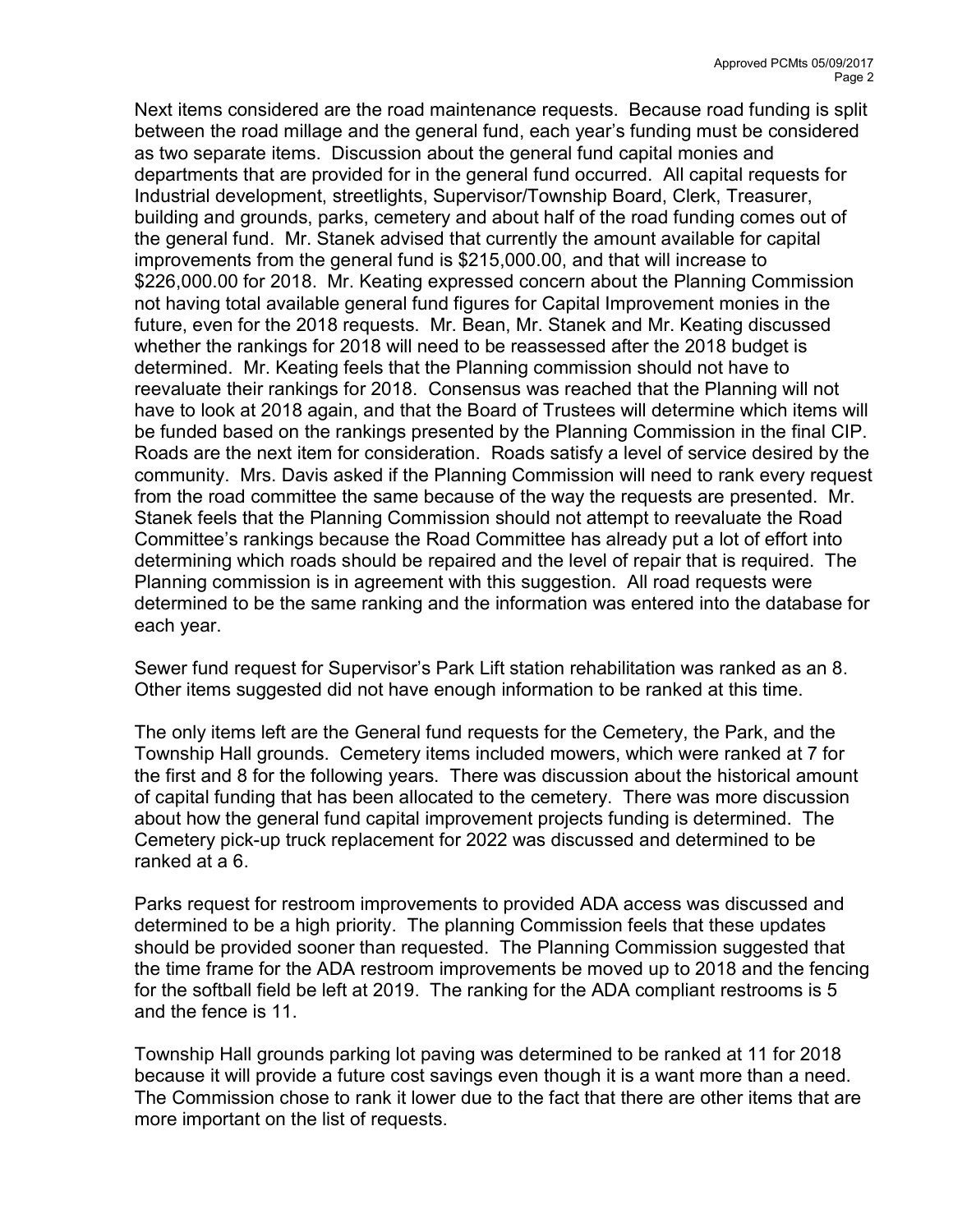Next items considered are the road maintenance requests. Because road funding is split between the road millage and the general fund, each year's funding must be considered as two separate items. Discussion about the general fund capital monies and departments that are provided for in the general fund occurred. All capital requests for Industrial development, streetlights, Supervisor/Township Board, Clerk, Treasurer, building and grounds, parks, cemetery and about half of the road funding comes out of the general fund. Mr. Stanek advised that currently the amount available for capital improvements from the general fund is $215,000.00, and that will increase to $226,000.00 for 2018. Mr. Keating expressed concern about the Planning Commission not having total available general fund figures for Capital Improvement monies in the future, even for the 2018 requests. Mr. Bean, Mr. Stanek and Mr. Keating discussed whether the rankings for 2018 will need to be reassessed after the 2018 budget is determined. Mr. Keating feels that the Planning commission should not have to reevaluate their rankings for 2018. Consensus was reached that the Planning will not have to look at 2018 again, and that the Board of Trustees will determine which items will be funded based on the rankings presented by the Planning Commission in the final CIP. Roads are the next item for consideration. Roads satisfy a level of service desired by the community. Mrs. Davis asked if the Planning Commission will need to rank every request from the road committee the same because of the way the requests are presented. Mr. Stanek feels that the Planning Commission should not attempt to reevaluate the Road Committee's rankings because the Road Committee has already put a lot of effort into determining which roads should be repaired and the level of repair that is required. The Planning commission is in agreement with this suggestion. All road requests were determined to be the same ranking and the information was entered into the database for each year.

Sewer fund request for Supervisor's Park Lift station rehabilitation was ranked as an 8. Other items suggested did not have enough information to be ranked at this time.

The only items left are the General fund requests for the Cemetery, the Park, and the Township Hall grounds. Cemetery items included mowers, which were ranked at 7 for the first and 8 for the following years. There was discussion about the historical amount of capital funding that has been allocated to the cemetery. There was more discussion about how the general fund capital improvement projects funding is determined. The Cemetery pick-up truck replacement for 2022 was discussed and determined to be ranked at a 6.

Parks request for restroom improvements to provided ADA access was discussed and determined to be a high priority. The planning Commission feels that these updates should be provided sooner than requested. The Planning Commission suggested that the time frame for the ADA restroom improvements be moved up to 2018 and the fencing for the softball field be left at 2019. The ranking for the ADA compliant restrooms is 5 and the fence is 11.

Township Hall grounds parking lot paving was determined to be ranked at 11 for 2018 because it will provide a future cost savings even though it is a want more than a need. The Commission chose to rank it lower due to the fact that there are other items that are more important on the list of requests.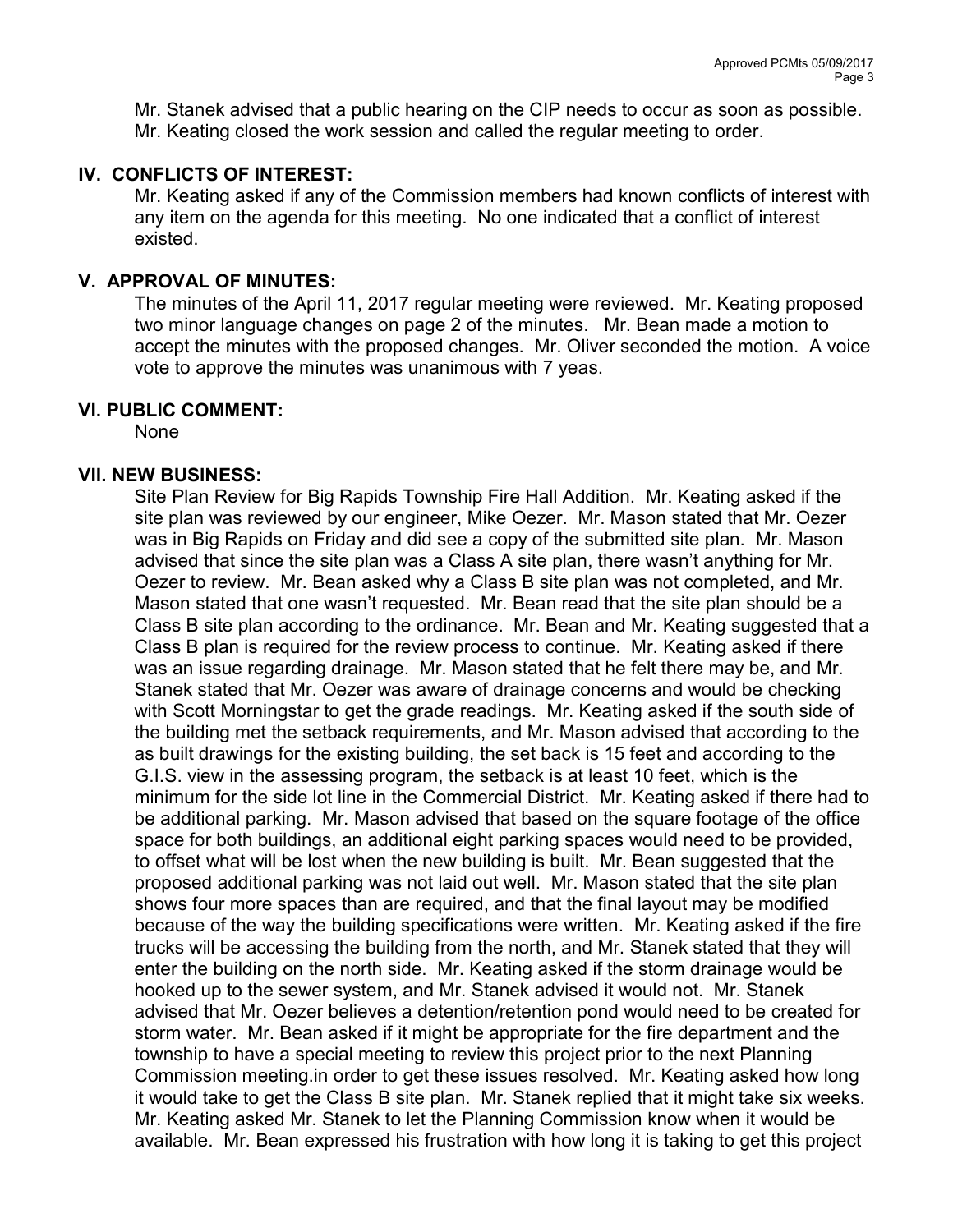Mr. Stanek advised that a public hearing on the CIP needs to occur as soon as possible. Mr. Keating closed the work session and called the regular meeting to order.

## IV. CONFLICTS OF INTEREST:

Mr. Keating asked if any of the Commission members had known conflicts of interest with any item on the agenda for this meeting. No one indicated that a conflict of interest existed.

## V. APPROVAL OF MINUTES:

The minutes of the April 11, 2017 regular meeting were reviewed. Mr. Keating proposed two minor language changes on page 2 of the minutes. Mr. Bean made a motion to accept the minutes with the proposed changes. Mr. Oliver seconded the motion. A voice vote to approve the minutes was unanimous with 7 yeas.

## VI. PUBLIC COMMENT:

None

## VII. NEW BUSINESS:

Site Plan Review for Big Rapids Township Fire Hall Addition. Mr. Keating asked if the site plan was reviewed by our engineer, Mike Oezer. Mr. Mason stated that Mr. Oezer was in Big Rapids on Friday and did see a copy of the submitted site plan. Mr. Mason advised that since the site plan was a Class A site plan, there wasn't anything for Mr. Oezer to review. Mr. Bean asked why a Class B site plan was not completed, and Mr. Mason stated that one wasn't requested. Mr. Bean read that the site plan should be a Class B site plan according to the ordinance. Mr. Bean and Mr. Keating suggested that a Class B plan is required for the review process to continue. Mr. Keating asked if there was an issue regarding drainage. Mr. Mason stated that he felt there may be, and Mr. Stanek stated that Mr. Oezer was aware of drainage concerns and would be checking with Scott Morningstar to get the grade readings. Mr. Keating asked if the south side of the building met the setback requirements, and Mr. Mason advised that according to the as built drawings for the existing building, the set back is 15 feet and according to the G.I.S. view in the assessing program, the setback is at least 10 feet, which is the minimum for the side lot line in the Commercial District. Mr. Keating asked if there had to be additional parking. Mr. Mason advised that based on the square footage of the office space for both buildings, an additional eight parking spaces would need to be provided, to offset what will be lost when the new building is built. Mr. Bean suggested that the proposed additional parking was not laid out well. Mr. Mason stated that the site plan shows four more spaces than are required, and that the final layout may be modified because of the way the building specifications were written. Mr. Keating asked if the fire trucks will be accessing the building from the north, and Mr. Stanek stated that they will enter the building on the north side. Mr. Keating asked if the storm drainage would be hooked up to the sewer system, and Mr. Stanek advised it would not. Mr. Stanek advised that Mr. Oezer believes a detention/retention pond would need to be created for storm water. Mr. Bean asked if it might be appropriate for the fire department and the township to have a special meeting to review this project prior to the next Planning Commission meeting.in order to get these issues resolved. Mr. Keating asked how long it would take to get the Class B site plan. Mr. Stanek replied that it might take six weeks. Mr. Keating asked Mr. Stanek to let the Planning Commission know when it would be available. Mr. Bean expressed his frustration with how long it is taking to get this project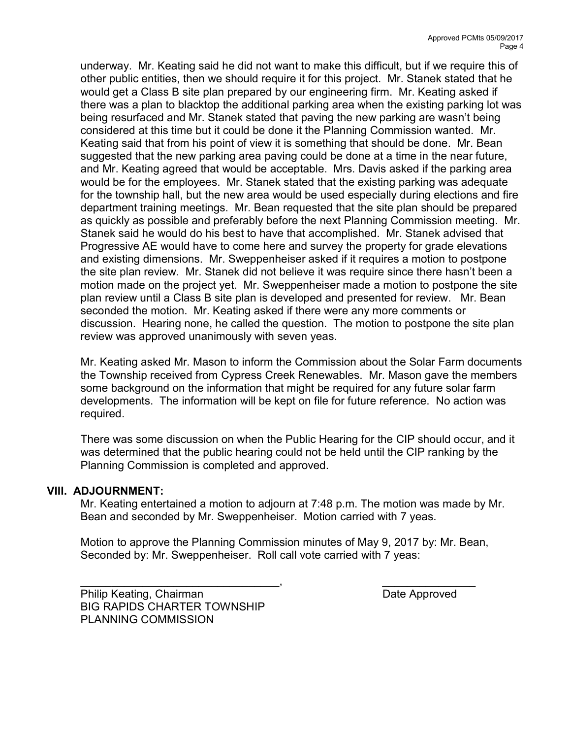underway. Mr. Keating said he did not want to make this difficult, but if we require this of other public entities, then we should require it for this project. Mr. Stanek stated that he would get a Class B site plan prepared by our engineering firm. Mr. Keating asked if there was a plan to blacktop the additional parking area when the existing parking lot was being resurfaced and Mr. Stanek stated that paving the new parking are wasn't being considered at this time but it could be done it the Planning Commission wanted. Mr. Keating said that from his point of view it is something that should be done. Mr. Bean suggested that the new parking area paving could be done at a time in the near future, and Mr. Keating agreed that would be acceptable. Mrs. Davis asked if the parking area would be for the employees. Mr. Stanek stated that the existing parking was adequate for the township hall, but the new area would be used especially during elections and fire department training meetings. Mr. Bean requested that the site plan should be prepared as quickly as possible and preferably before the next Planning Commission meeting. Mr. Stanek said he would do his best to have that accomplished. Mr. Stanek advised that Progressive AE would have to come here and survey the property for grade elevations and existing dimensions. Mr. Sweppenheiser asked if it requires a motion to postpone the site plan review. Mr. Stanek did not believe it was require since there hasn't been a motion made on the project yet. Mr. Sweppenheiser made a motion to postpone the site plan review until a Class B site plan is developed and presented for review. Mr. Bean seconded the motion. Mr. Keating asked if there were any more comments or discussion. Hearing none, he called the question. The motion to postpone the site plan review was approved unanimously with seven yeas.

Mr. Keating asked Mr. Mason to inform the Commission about the Solar Farm documents the Township received from Cypress Creek Renewables. Mr. Mason gave the members some background on the information that might be required for any future solar farm developments. The information will be kept on file for future reference. No action was required.

There was some discussion on when the Public Hearing for the CIP should occur, and it was determined that the public hearing could not be held until the CIP ranking by the Planning Commission is completed and approved.

## VIII. ADJOURNMENT:

Mr. Keating entertained a motion to adjourn at 7:48 p.m. The motion was made by Mr. Bean and seconded by Mr. Sweppenheiser. Motion carried with 7 yeas.

Motion to approve the Planning Commission minutes of May 9, 2017 by: Mr. Bean, Seconded by: Mr. Sweppenheiser. Roll call vote carried with 7 yeas:

\_\_\_\_\_\_\_\_\_\_\_\_\_\_\_\_\_\_\_\_\_\_\_\_\_\_\_\_\_\_\_\_\_\_\_\_, \_\_\_\_\_\_\_\_\_\_\_\_\_\_\_\_\_\_

Philip Keating, Chairman — Date Approved

BIG RAPIDS CHARTER TOWNSHIP
PLANNING COMMISSION